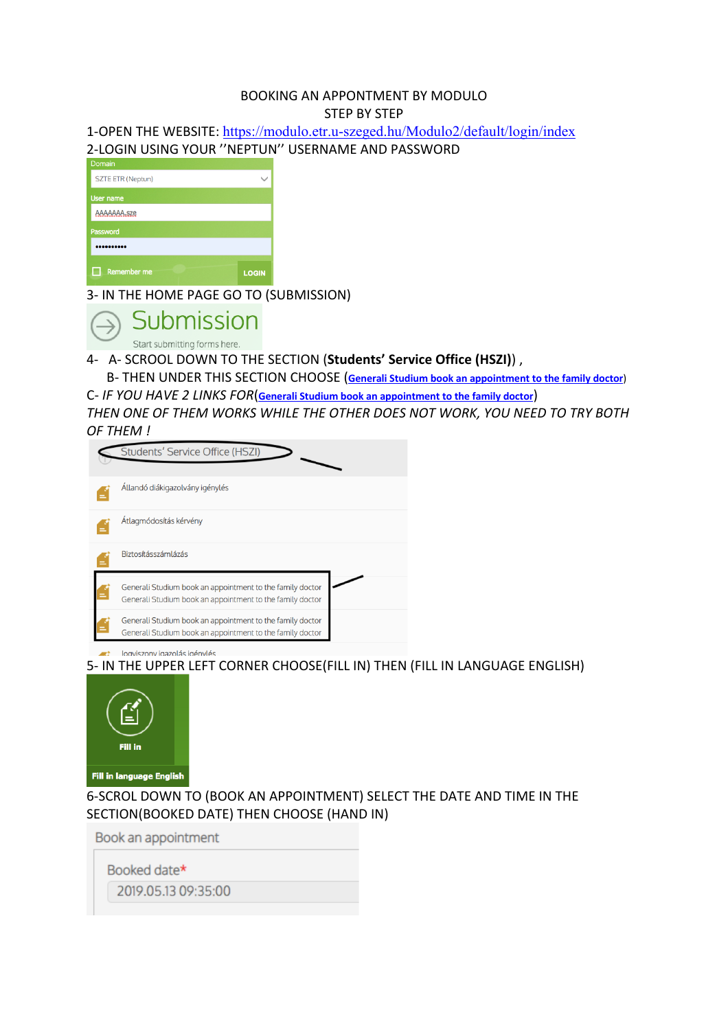BOOKING AN APPONTMENT BY MODULO

STEP BY STEP

1-OPEN THE WEBSITE: https://modulo.etr.u-szeged.hu/Modulo2/default/login/index

2-LOGIN USING YOUR ''NEPTUN'' USERNAME AND PASSWORD

Domain

SZTE ETR (Neptun)

User name

AAAAAAA.sze

Password

••••••••••

Remember me

LOGIN

3- IN THE HOME PAGE GO TO (SUBMISSION)

Submission

Start submitting forms here.

4- A- SCROOL DOWN TO THE SECTION (**Students' Service Office (HSZI)**) ,

B- THEN UNDER THIS SECTION CHOOSE (**Generali Studium book an appointment to the family doctor**)

C- *IF YOU HAVE 2 LINKS FOR*(**Generali Studium book an appointment to the family doctor**)

*THEN ONE OF THEM WORKS WHILE THE OTHER DOES NOT WORK, YOU NEED TO TRY BOTH OF THEM !*

Students' Service Office (HSZI)

Állandó diákigazolvány igénylés

Átlagmódosítás kérvény

Biztosításszámlázás

Generali Studium book an appointment to the family doctor
Generali Studium book an appointment to the family doctor

Generali Studium book an appointment to the family doctor
Generali Studium book an appointment to the family doctor

Jogviszony igazolás igénylés

5- IN THE UPPER LEFT CORNER CHOOSE(FILL IN) THEN (FILL IN LANGUAGE ENGLISH)

Fill in

Fill in language English

6-SCROL DOWN TO (BOOK AN APPOINTMENT) SELECT THE DATE AND TIME IN THE SECTION(BOOKED DATE) THEN CHOOSE (HAND IN)

Book an appointment

Booked date*

2019.05.13 09:35:00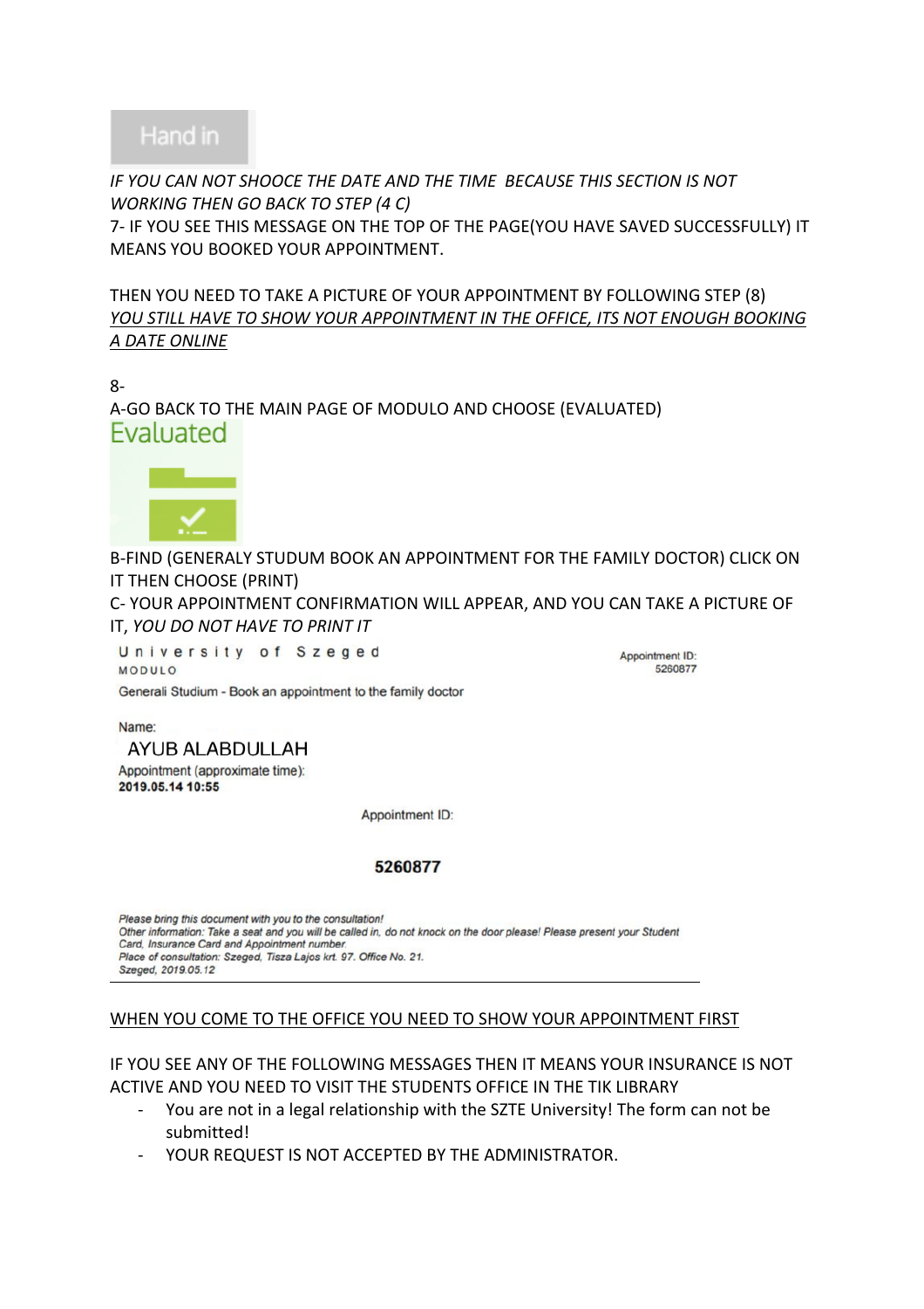Hand in

*IF YOU CAN NOT SHOOCE THE DATE AND THE TIME BECAUSE THIS SECTION IS NOT WORKING THEN GO BACK TO STEP (4 C)*

7- IF YOU SEE THIS MESSAGE ON THE TOP OF THE PAGE(YOU HAVE SAVED SUCCESSFULLY) IT MEANS YOU BOOKED YOUR APPOINTMENT.

THEN YOU NEED TO TAKE A PICTURE OF YOUR APPOINTMENT BY FOLLOWING STEP (8)

*<u>YOU STILL HAVE TO SHOW YOUR APPOINTMENT IN THE OFFICE, ITS NOT ENOUGH BOOKING A DATE ONLINE</u>*

8-

A-GO BACK TO THE MAIN PAGE OF MODULO AND CHOOSE (EVALUATED)

Evaluated

B-FIND (GENERALY STUDUM BOOK AN APPOINTMENT FOR THE FAMILY DOCTOR) CLICK ON IT THEN CHOOSE (PRINT)

C- YOUR APPOINTMENT CONFIRMATION WILL APPEAR, AND YOU CAN TAKE A PICTURE OF IT, *YOU DO NOT HAVE TO PRINT IT*

University of Szeged
MODULO

Appointment ID:
5260877

Generali Studium - Book an appointment to the family doctor

Name:

AYUB ALABDULLAH

Appointment (approximate time):
**2019.05.14 10:55**

Appointment ID:

**5260877**

*Please bring this document with you to the consultation!*
*Other information: Take a seat and you will be called in, do not knock on the door please! Please present your Student Card, Insurance Card and Appointment number.*
*Place of consultation: Szeged, Tisza Lajos krt. 97. Office No. 21.*
*Szeged, 2019.05.12*

---

<u>WHEN YOU COME TO THE OFFICE YOU NEED TO SHOW YOUR APPOINTMENT FIRST</u>

IF YOU SEE ANY OF THE FOLLOWING MESSAGES THEN IT MEANS YOUR INSURANCE IS NOT ACTIVE AND YOU NEED TO VISIT THE STUDENTS OFFICE IN THE TIK LIBRARY

- You are not in a legal relationship with the SZTE University! The form can not be submitted!
- YOUR REQUEST IS NOT ACCEPTED BY THE ADMINISTRATOR.